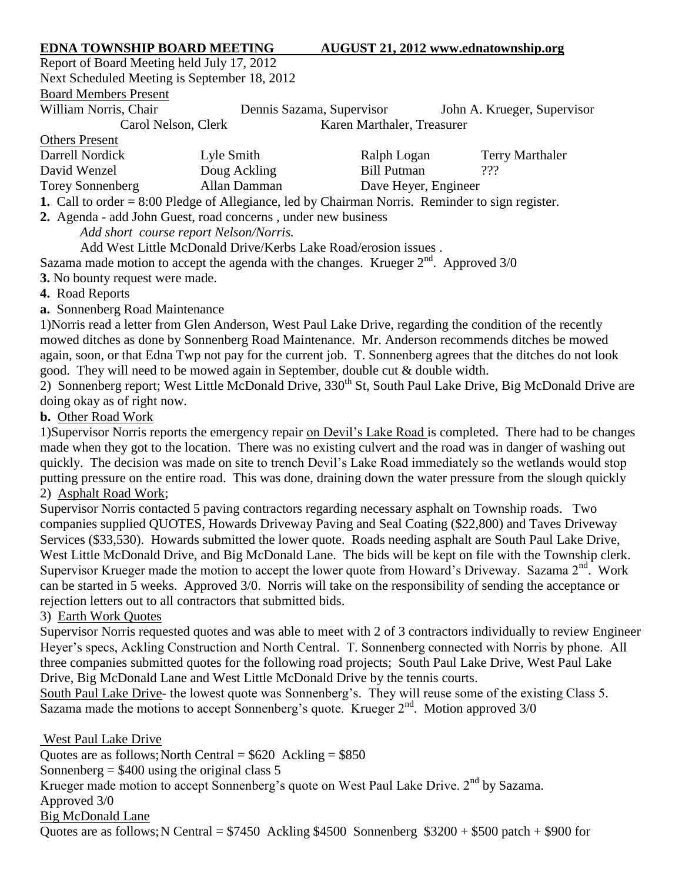**EDNA TOWNSHIP BOARD MEETING AUGUST 21, 2012 www.ednatownship.org**

Report of Board Meeting held July 17, 2012

Next Scheduled Meeting is September 18, 2012

Board Members Present

| | | |
|---|---|---|
| William Norris, Chair | Dennis Sazama, Supervisor | John A. Krueger, Supervisor |
| Carol Nelson, Clerk | Karen Marthaler, Treasurer | |

Others Present

| | | | |
|---|---|---|---|
| Darrell Nordick | Lyle Smith | Ralph Logan | Terry Marthaler |
| David Wenzel | Doug Ackling | Bill Putman | ??? |
| Torey Sonnenberg | Allan Damman | Dave Heyer, Engineer | |

**1.** Call to order = 8:00 Pledge of Allegiance, led by Chairman Norris. Reminder to sign register.

**2.** Agenda - add John Guest, road concerns , under new business

*Add short course report Nelson/Norris.*

Add West Little McDonald Drive/Kerbs Lake Road/erosion issues .

Sazama made motion to accept the agenda with the changes. Krueger 2nd. Approved 3/0

**3.** No bounty request were made.

**4.** Road Reports

**a.** Sonnenberg Road Maintenance

1)Norris read a letter from Glen Anderson, West Paul Lake Drive, regarding the condition of the recently mowed ditches as done by Sonnenberg Road Maintenance. Mr. Anderson recommends ditches be mowed again, soon, or that Edna Twp not pay for the current job. T. Sonnenberg agrees that the ditches do not look good. They will need to be mowed again in September, double cut & double width.

2) Sonnenberg report; West Little McDonald Drive, 330th St, South Paul Lake Drive, Big McDonald Drive are doing okay as of right now.

**b.** Other Road Work

1)Supervisor Norris reports the emergency repair on Devil's Lake Road is completed. There had to be changes made when they got to the location. There was no existing culvert and the road was in danger of washing out quickly. The decision was made on site to trench Devil's Lake Road immediately so the wetlands would stop putting pressure on the entire road. This was done, draining down the water pressure from the slough quickly

2) Asphalt Road Work;

Supervisor Norris contacted 5 paving contractors regarding necessary asphalt on Township roads. Two companies supplied QUOTES, Howards Driveway Paving and Seal Coating ($22,800) and Taves Driveway Services ($33,530). Howards submitted the lower quote. Roads needing asphalt are South Paul Lake Drive, West Little McDonald Drive, and Big McDonald Lane. The bids will be kept on file with the Township clerk. Supervisor Krueger made the motion to accept the lower quote from Howard's Driveway. Sazama 2nd. Work can be started in 5 weeks. Approved 3/0. Norris will take on the responsibility of sending the acceptance or rejection letters out to all contractors that submitted bids.

3) Earth Work Quotes

Supervisor Norris requested quotes and was able to meet with 2 of 3 contractors individually to review Engineer Heyer's specs, Ackling Construction and North Central. T. Sonnenberg connected with Norris by phone. All three companies submitted quotes for the following road projects; South Paul Lake Drive, West Paul Lake Drive, Big McDonald Lane and West Little McDonald Drive by the tennis courts.

South Paul Lake Drive- the lowest quote was Sonnenberg's. They will reuse some of the existing Class 5. Sazama made the motions to accept Sonnenberg's quote. Krueger 2nd. Motion approved 3/0

West Paul Lake Drive

Quotes are as follows; North Central = $620 Ackling = $850

Sonnenberg = $400 using the original class 5

Krueger made motion to accept Sonnenberg's quote on West Paul Lake Drive. 2nd by Sazama.

Approved 3/0

Big McDonald Lane

Quotes are as follows; N Central = $7450 Ackling $4500 Sonnenberg $3200 + $500 patch + $900 for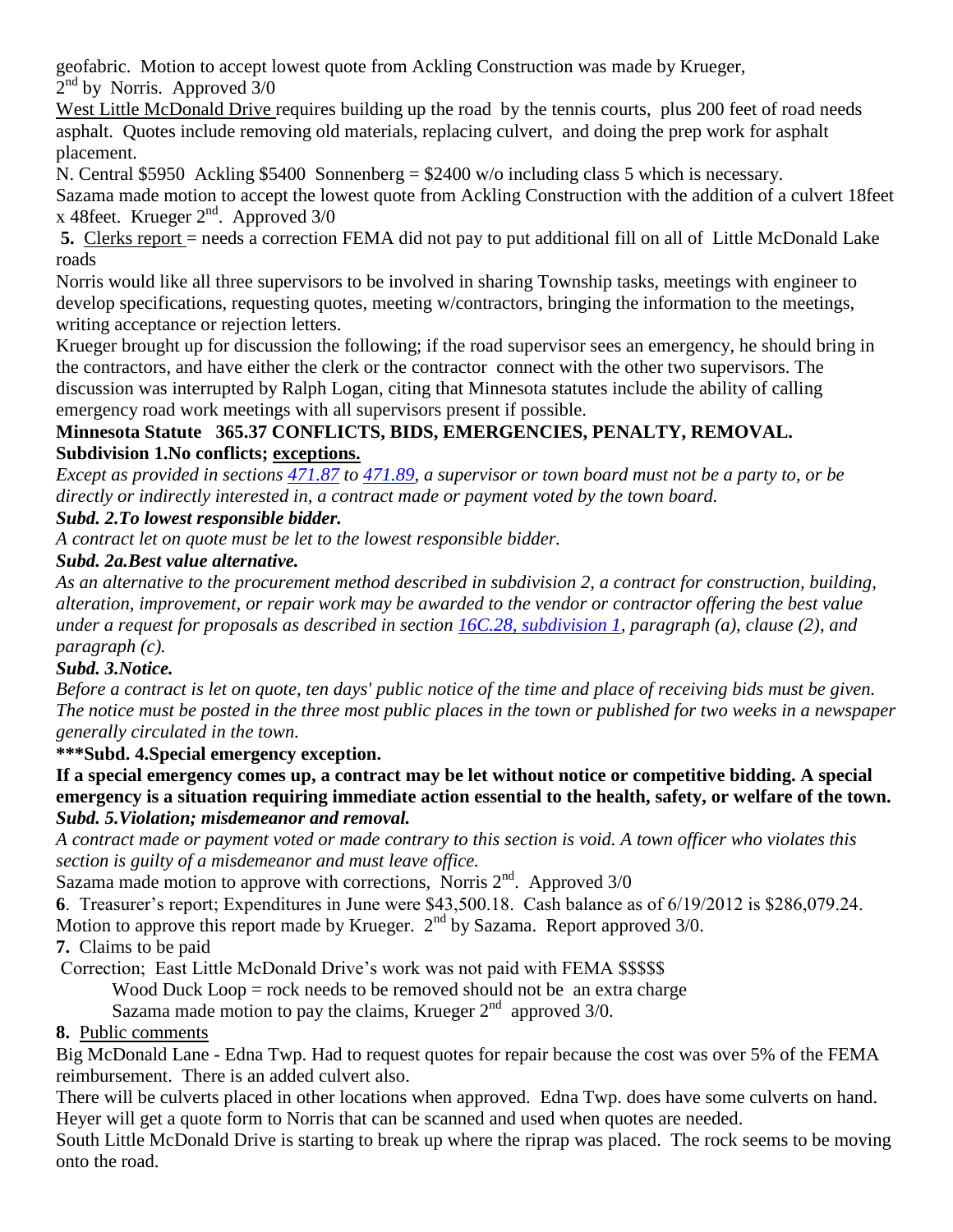geofabric. Motion to accept lowest quote from Ackling Construction was made by Krueger, 2nd by Norris. Approved 3/0

West Little McDonald Drive requires building up the road by the tennis courts, plus 200 feet of road needs asphalt. Quotes include removing old materials, replacing culvert, and doing the prep work for asphalt placement.

N. Central $5950 Ackling $5400 Sonnenberg = $2400 w/o including class 5 which is necessary.

Sazama made motion to accept the lowest quote from Ackling Construction with the addition of a culvert 18feet x 48feet. Krueger 2nd. Approved 3/0

**5.** Clerks report = needs a correction FEMA did not pay to put additional fill on all of Little McDonald Lake roads

Norris would like all three supervisors to be involved in sharing Township tasks, meetings with engineer to develop specifications, requesting quotes, meeting w/contractors, bringing the information to the meetings, writing acceptance or rejection letters.

Krueger brought up for discussion the following; if the road supervisor sees an emergency, he should bring in the contractors, and have either the clerk or the contractor connect with the other two supervisors. The discussion was interrupted by Ralph Logan, citing that Minnesota statutes include the ability of calling emergency road work meetings with all supervisors present if possible.

**Minnesota Statute 365.37 CONFLICTS, BIDS, EMERGENCIES, PENALTY, REMOVAL.**

**Subdivision 1.No conflicts; exceptions.**

*Except as provided in sections 471.87 to 471.89, a supervisor or town board must not be a party to, or be directly or indirectly interested in, a contract made or payment voted by the town board.*

***Subd. 2.To lowest responsible bidder.***

*A contract let on quote must be let to the lowest responsible bidder.*

***Subd. 2a.Best value alternative.***

*As an alternative to the procurement method described in subdivision 2, a contract for construction, building, alteration, improvement, or repair work may be awarded to the vendor or contractor offering the best value under a request for proposals as described in section 16C.28, subdivision 1, paragraph (a), clause (2), and paragraph (c).*

***Subd. 3.Notice.***

*Before a contract is let on quote, ten days' public notice of the time and place of receiving bids must be given. The notice must be posted in the three most public places in the town or published for two weeks in a newspaper generally circulated in the town.*

**\*\*\*Subd. 4.Special emergency exception.**

**If a special emergency comes up, a contract may be let without notice or competitive bidding. A special emergency is a situation requiring immediate action essential to the health, safety, or welfare of the town.**

***Subd. 5.Violation; misdemeanor and removal.***

*A contract made or payment voted or made contrary to this section is void. A town officer who violates this section is guilty of a misdemeanor and must leave office.*

Sazama made motion to approve with corrections, Norris 2nd. Approved 3/0

**6**. Treasurer's report; Expenditures in June were $43,500.18. Cash balance as of 6/19/2012 is $286,079.24. Motion to approve this report made by Krueger. 2nd by Sazama. Report approved 3/0.

**7.** Claims to be paid

Correction; East Little McDonald Drive's work was not paid with FEMA $$$$$

Wood Duck Loop = rock needs to be removed should not be an extra charge

Sazama made motion to pay the claims, Krueger 2nd approved 3/0.

**8.** Public comments

Big McDonald Lane - Edna Twp. Had to request quotes for repair because the cost was over 5% of the FEMA reimbursement. There is an added culvert also.

There will be culverts placed in other locations when approved. Edna Twp. does have some culverts on hand. Heyer will get a quote form to Norris that can be scanned and used when quotes are needed.

South Little McDonald Drive is starting to break up where the riprap was placed. The rock seems to be moving onto the road.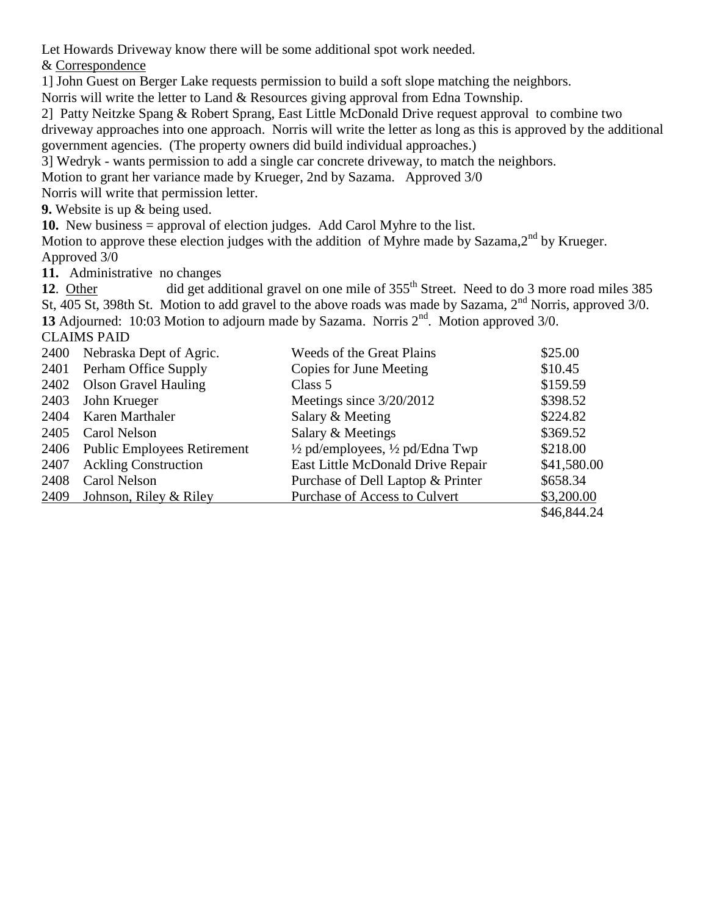Let Howards Driveway know there will be some additional spot work needed.

& Correspondence

1] John Guest on Berger Lake requests permission to build a soft slope matching the neighbors.
Norris will write the letter to Land & Resources giving approval from Edna Township.

2] Patty Neitzke Spang & Robert Sprang, East Little McDonald Drive request approval to combine two driveway approaches into one approach. Norris will write the letter as long as this is approved by the additional government agencies. (The property owners did build individual approaches.)

3] Wedryk - wants permission to add a single car concrete driveway, to match the neighbors.
Motion to grant her variance made by Krueger, 2nd by Sazama. Approved 3/0
Norris will write that permission letter.

**9.** Website is up & being used.

**10.** New business = approval of election judges. Add Carol Myhre to the list.
Motion to approve these election judges with the addition of Myhre made by Sazama,2nd by Krueger.
Approved 3/0

**11.** Administrative no changes

**12**. Other did get additional gravel on one mile of 355th Street. Need to do 3 more road miles 385 St, 405 St, 398th St. Motion to add gravel to the above roads was made by Sazama, 2nd Norris, approved 3/0.

**13** Adjourned: 10:03 Motion to adjourn made by Sazama. Norris 2nd. Motion approved 3/0.

CLAIMS PAID

| | | | |
|---|---|---|---|
| 2400 | Nebraska Dept of Agric. | Weeds of the Great Plains | \$25.00 |
| 2401 | Perham Office Supply | Copies for June Meeting | \$10.45 |
| 2402 | Olson Gravel Hauling | Class 5 | \$159.59 |
| 2403 | John Krueger | Meetings since 3/20/2012 | \$398.52 |
| 2404 | Karen Marthaler | Salary & Meeting | \$224.82 |
| 2405 | Carol Nelson | Salary & Meetings | \$369.52 |
| 2406 | Public Employees Retirement | ½ pd/employees, ½ pd/Edna Twp | \$218.00 |
| 2407 | Ackling Construction | East Little McDonald Drive Repair | \$41,580.00 |
| 2408 | Carol Nelson | Purchase of Dell Laptop & Printer | \$658.34 |
| 2409 | Johnson, Riley & Riley | Purchase of Access to Culvert | \$3,200.00 |
| | | | \$46,844.24 |